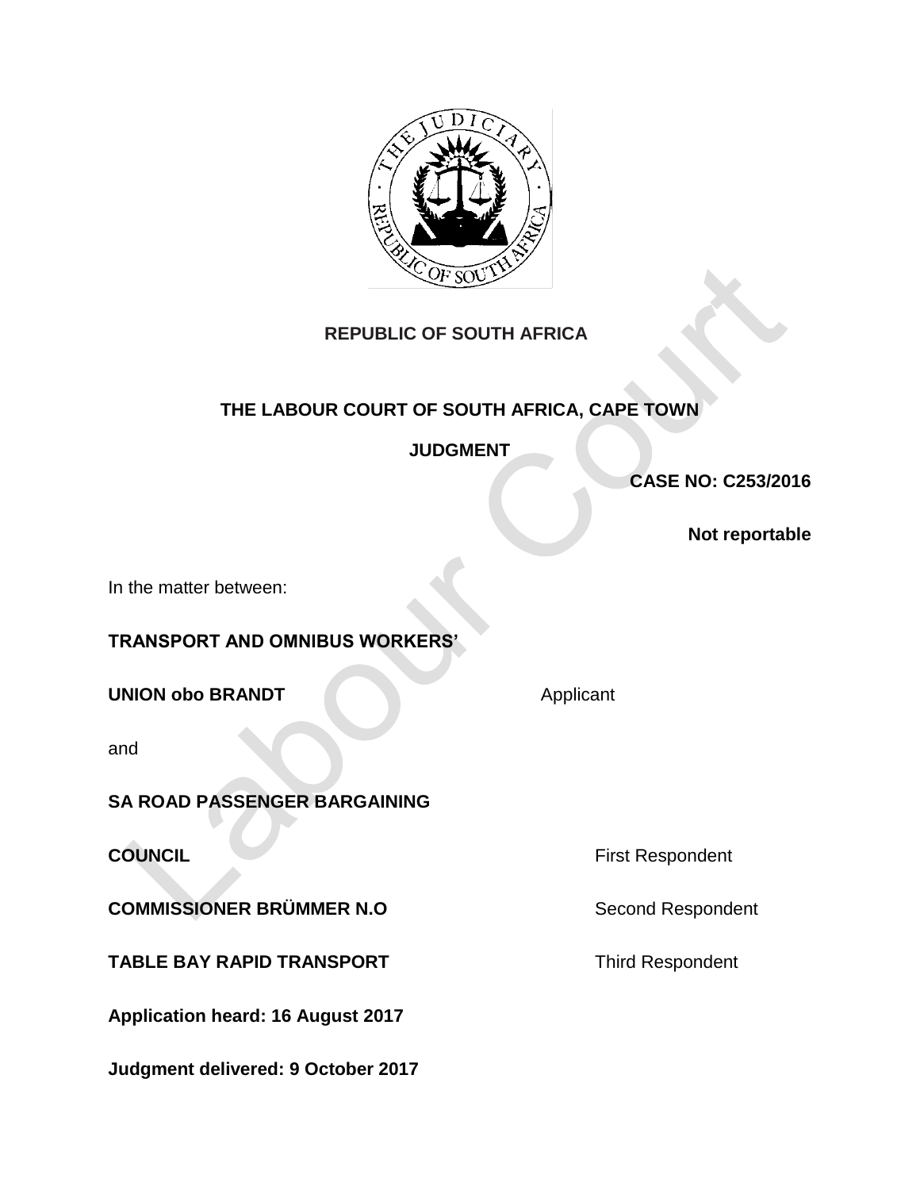**REPUBLIC OF SOUTH AFRICA**

**THE LABOUR COURT OF SOUTH AFRICA, CAPE TOWN**

**JUDGMENT**

**CASE NO: C253/2016**

**Not reportable**

In the matter between:

**TRANSPORT AND OMNIBUS WORKERS' UNION obo BRANDT** Applicant

and

**SA ROAD PASSENGER BARGAINING COUNCIL** First Respondent

**COMMISSIONER BRÜMMER N.O** Second Respondent

**TABLE BAY RAPID TRANSPORT** Third Respondent

**Application heard: 16 August 2017**

**Judgment delivered: 9 October 2017**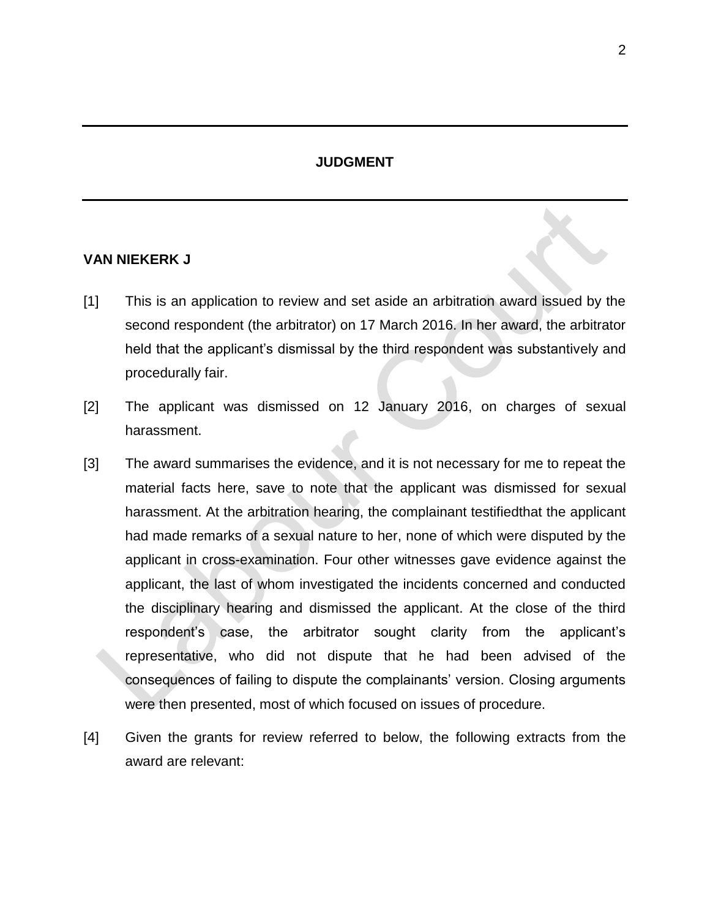## JUDGMENT

**VAN NIEKERK J**

[1] This is an application to review and set aside an arbitration award issued by the second respondent (the arbitrator) on 17 March 2016. In her award, the arbitrator held that the applicant's dismissal by the third respondent was substantively and procedurally fair.

[2] The applicant was dismissed on 12 January 2016, on charges of sexual harassment.

[3] The award summarises the evidence, and it is not necessary for me to repeat the material facts here, save to note that the applicant was dismissed for sexual harassment. At the arbitration hearing, the complainant testifiedthat the applicant had made remarks of a sexual nature to her, none of which were disputed by the applicant in cross-examination. Four other witnesses gave evidence against the applicant, the last of whom investigated the incidents concerned and conducted the disciplinary hearing and dismissed the applicant. At the close of the third respondent's case, the arbitrator sought clarity from the applicant's representative, who did not dispute that he had been advised of the consequences of failing to dispute the complainants' version. Closing arguments were then presented, most of which focused on issues of procedure.

[4] Given the grants for review referred to below, the following extracts from the award are relevant: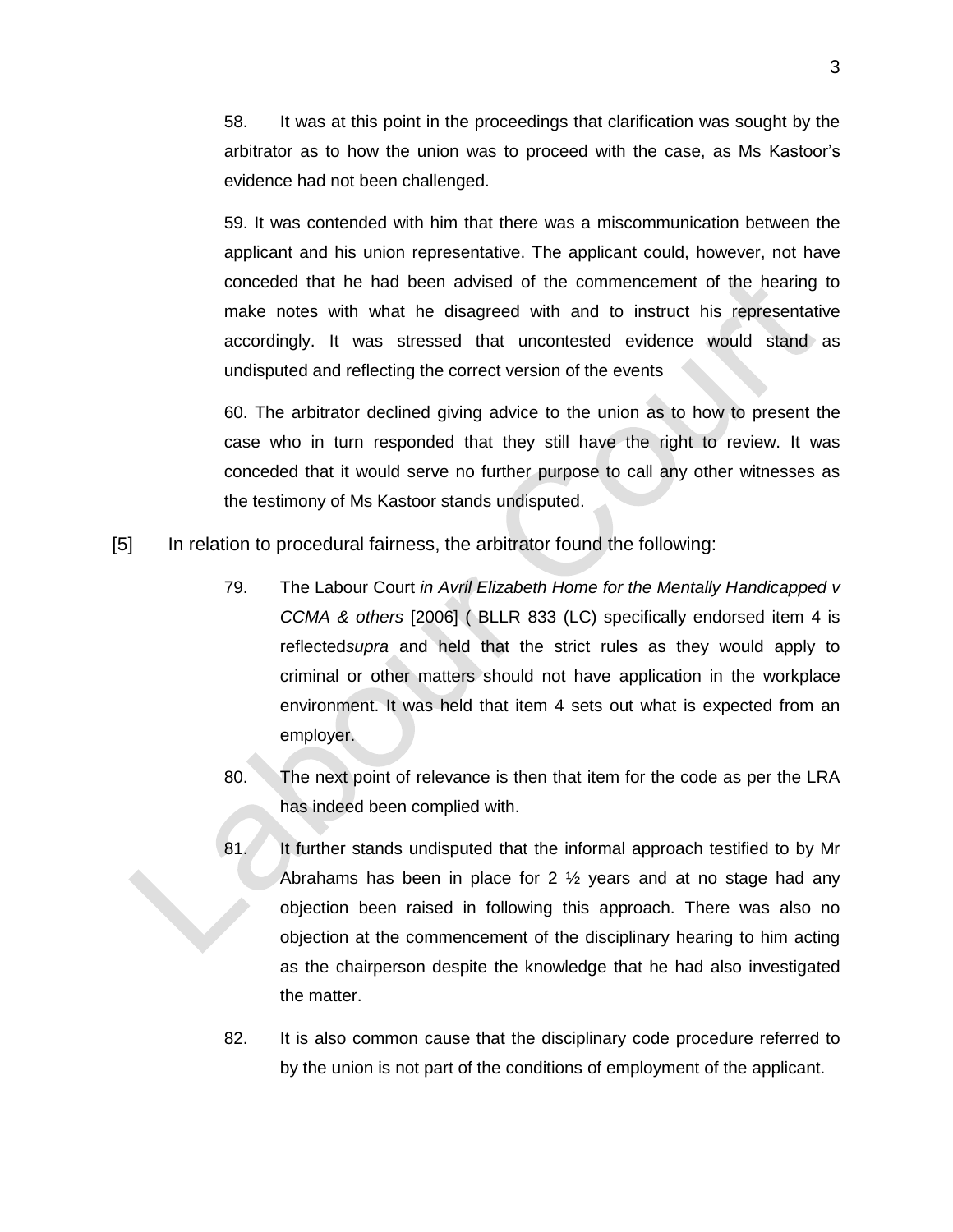58. It was at this point in the proceedings that clarification was sought by the arbitrator as to how the union was to proceed with the case, as Ms Kastoor's evidence had not been challenged.

59. It was contended with him that there was a miscommunication between the applicant and his union representative. The applicant could, however, not have conceded that he had been advised of the commencement of the hearing to make notes with what he disagreed with and to instruct his representative accordingly. It was stressed that uncontested evidence would stand as undisputed and reflecting the correct version of the events

60. The arbitrator declined giving advice to the union as to how to present the case who in turn responded that they still have the right to review. It was conceded that it would serve no further purpose to call any other witnesses as the testimony of Ms Kastoor stands undisputed.

[5] In relation to procedural fairness, the arbitrator found the following:

79. The Labour Court *in Avril Elizabeth Home for the Mentally Handicapped v CCMA & others* [2006] ( BLLR 833 (LC) specifically endorsed item 4 is reflected*supra* and held that the strict rules as they would apply to criminal or other matters should not have application in the workplace environment. It was held that item 4 sets out what is expected from an employer.

80. The next point of relevance is then that item for the code as per the LRA has indeed been complied with.

81. It further stands undisputed that the informal approach testified to by Mr Abrahams has been in place for 2 ½ years and at no stage had any objection been raised in following this approach. There was also no objection at the commencement of the disciplinary hearing to him acting as the chairperson despite the knowledge that he had also investigated the matter.

82. It is also common cause that the disciplinary code procedure referred to by the union is not part of the conditions of employment of the applicant.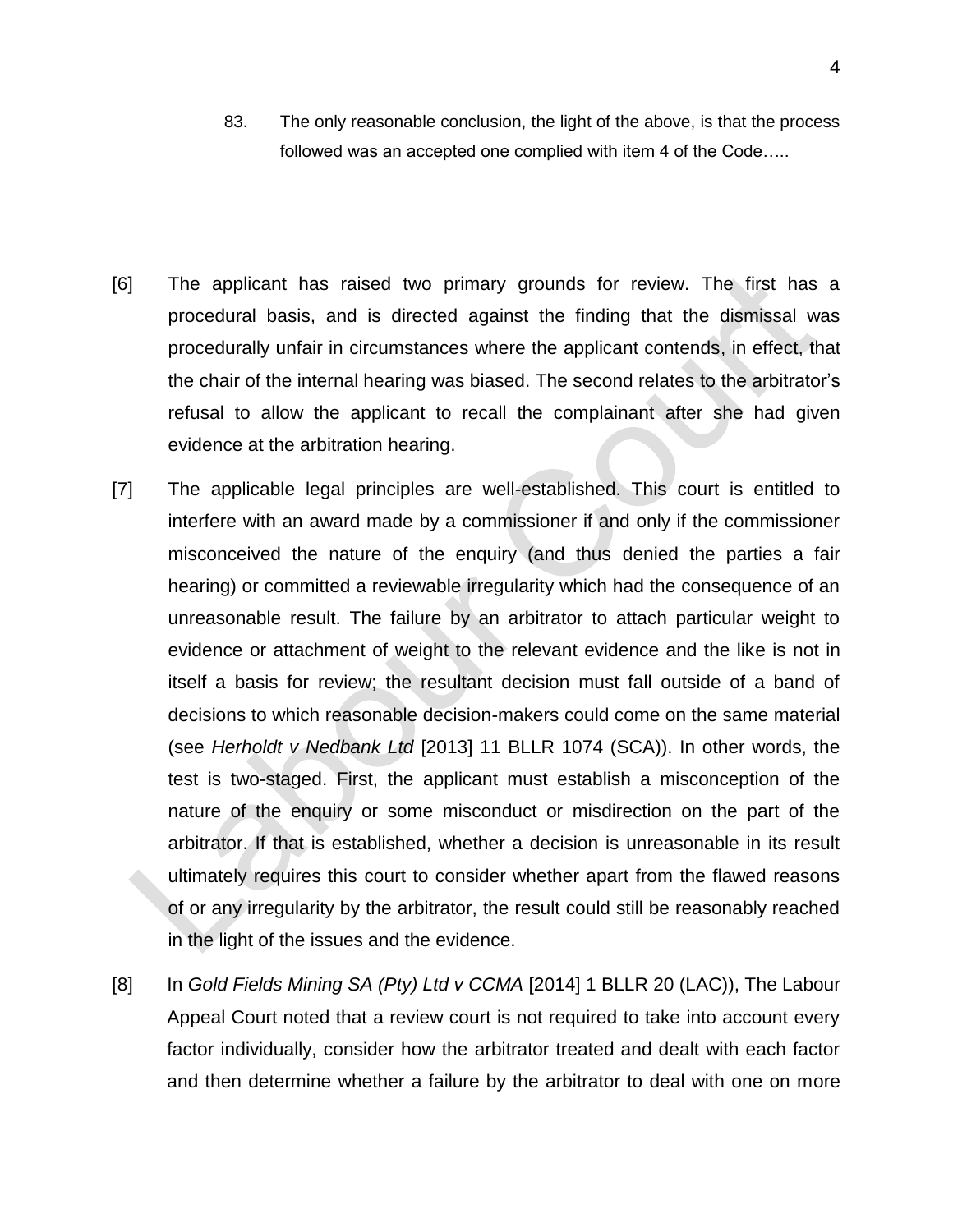> 83. The only reasonable conclusion, the light of the above, is that the process followed was an accepted one complied with item 4 of the Code…..

[6] The applicant has raised two primary grounds for review. The first has a procedural basis, and is directed against the finding that the dismissal was procedurally unfair in circumstances where the applicant contends, in effect, that the chair of the internal hearing was biased. The second relates to the arbitrator's refusal to allow the applicant to recall the complainant after she had given evidence at the arbitration hearing.

[7] The applicable legal principles are well-established. This court is entitled to interfere with an award made by a commissioner if and only if the commissioner misconceived the nature of the enquiry (and thus denied the parties a fair hearing) or committed a reviewable irregularity which had the consequence of an unreasonable result. The failure by an arbitrator to attach particular weight to evidence or attachment of weight to the relevant evidence and the like is not in itself a basis for review; the resultant decision must fall outside of a band of decisions to which reasonable decision-makers could come on the same material (see *Herholdt v Nedbank Ltd* [2013] 11 BLLR 1074 (SCA)). In other words, the test is two-staged. First, the applicant must establish a misconception of the nature of the enquiry or some misconduct or misdirection on the part of the arbitrator. If that is established, whether a decision is unreasonable in its result ultimately requires this court to consider whether apart from the flawed reasons of or any irregularity by the arbitrator, the result could still be reasonably reached in the light of the issues and the evidence.

[8] In *Gold Fields Mining SA (Pty) Ltd v CCMA* [2014] 1 BLLR 20 (LAC)), The Labour Appeal Court noted that a review court is not required to take into account every factor individually, consider how the arbitrator treated and dealt with each factor and then determine whether a failure by the arbitrator to deal with one on more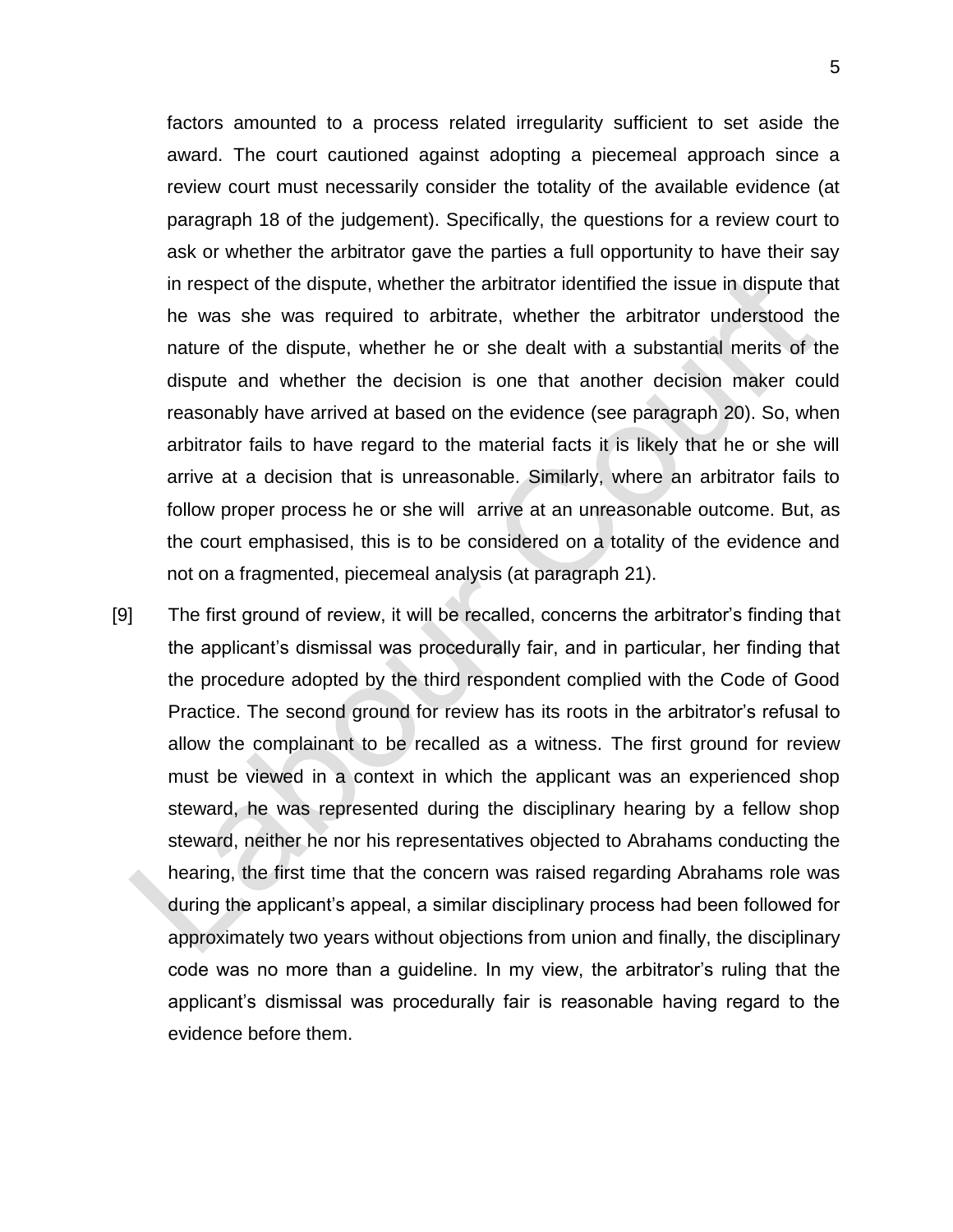factors amounted to a process related irregularity sufficient to set aside the award. The court cautioned against adopting a piecemeal approach since a review court must necessarily consider the totality of the available evidence (at paragraph 18 of the judgement). Specifically, the questions for a review court to ask or whether the arbitrator gave the parties a full opportunity to have their say in respect of the dispute, whether the arbitrator identified the issue in dispute that he was she was required to arbitrate, whether the arbitrator understood the nature of the dispute, whether he or she dealt with a substantial merits of the dispute and whether the decision is one that another decision maker could reasonably have arrived at based on the evidence (see paragraph 20). So, when arbitrator fails to have regard to the material facts it is likely that he or she will arrive at a decision that is unreasonable. Similarly, where an arbitrator fails to follow proper process he or she will arrive at an unreasonable outcome. But, as the court emphasised, this is to be considered on a totality of the evidence and not on a fragmented, piecemeal analysis (at paragraph 21).

[9] The first ground of review, it will be recalled, concerns the arbitrator's finding that the applicant's dismissal was procedurally fair, and in particular, her finding that the procedure adopted by the third respondent complied with the Code of Good Practice. The second ground for review has its roots in the arbitrator's refusal to allow the complainant to be recalled as a witness. The first ground for review must be viewed in a context in which the applicant was an experienced shop steward, he was represented during the disciplinary hearing by a fellow shop steward, neither he nor his representatives objected to Abrahams conducting the hearing, the first time that the concern was raised regarding Abrahams role was during the applicant's appeal, a similar disciplinary process had been followed for approximately two years without objections from union and finally, the disciplinary code was no more than a guideline. In my view, the arbitrator's ruling that the applicant's dismissal was procedurally fair is reasonable having regard to the evidence before them.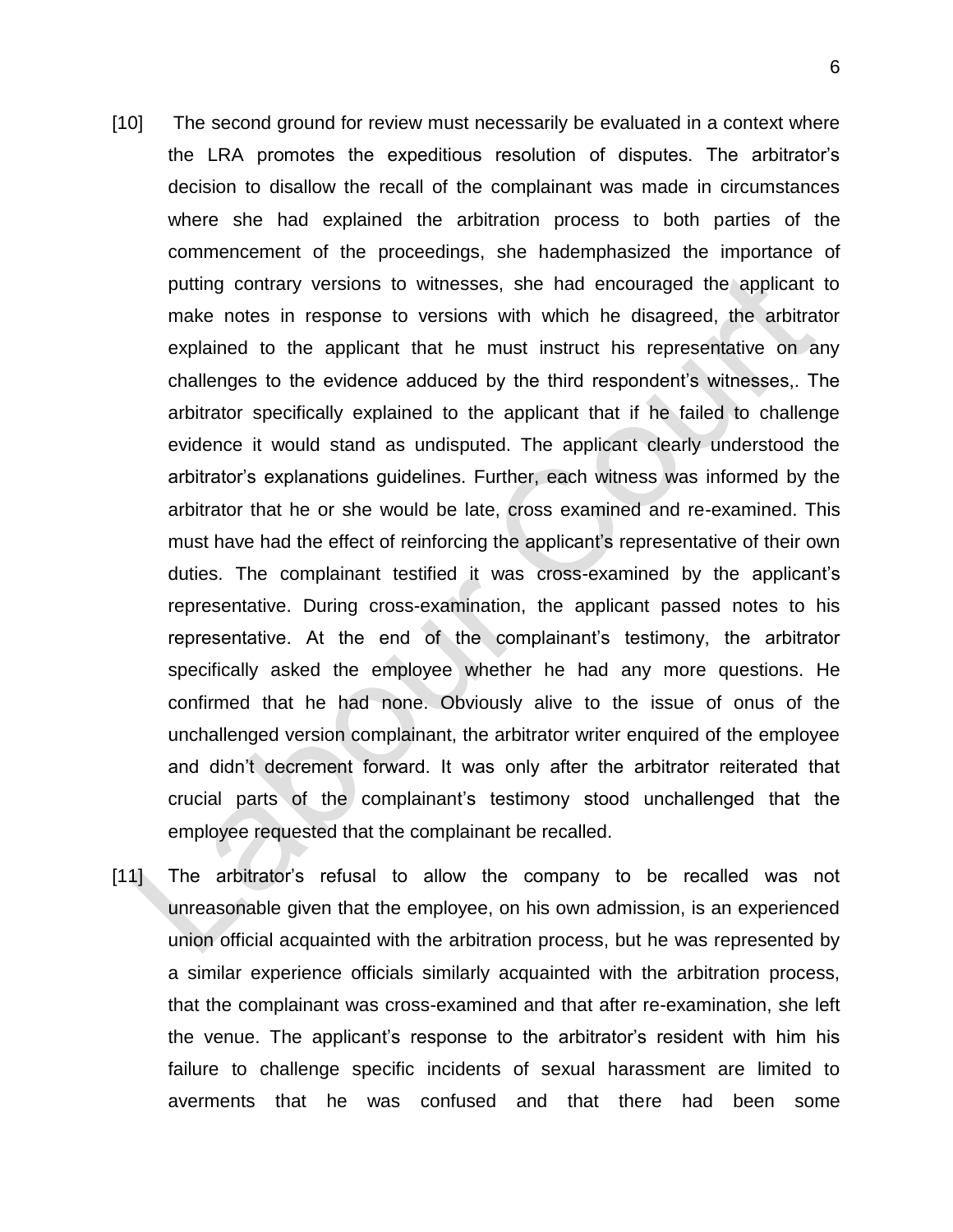[10] The second ground for review must necessarily be evaluated in a context where the LRA promotes the expeditious resolution of disputes. The arbitrator's decision to disallow the recall of the complainant was made in circumstances where she had explained the arbitration process to both parties of the commencement of the proceedings, she hademphasized the importance of putting contrary versions to witnesses, she had encouraged the applicant to make notes in response to versions with which he disagreed, the arbitrator explained to the applicant that he must instruct his representative on any challenges to the evidence adduced by the third respondent's witnesses,. The arbitrator specifically explained to the applicant that if he failed to challenge evidence it would stand as undisputed. The applicant clearly understood the arbitrator's explanations guidelines. Further, each witness was informed by the arbitrator that he or she would be late, cross examined and re-examined. This must have had the effect of reinforcing the applicant's representative of their own duties. The complainant testified it was cross-examined by the applicant's representative. During cross-examination, the applicant passed notes to his representative. At the end of the complainant's testimony, the arbitrator specifically asked the employee whether he had any more questions. He confirmed that he had none. Obviously alive to the issue of onus of the unchallenged version complainant, the arbitrator writer enquired of the employee and didn't decrement forward. It was only after the arbitrator reiterated that crucial parts of the complainant's testimony stood unchallenged that the employee requested that the complainant be recalled.

[11] The arbitrator's refusal to allow the company to be recalled was not unreasonable given that the employee, on his own admission, is an experienced union official acquainted with the arbitration process, but he was represented by a similar experience officials similarly acquainted with the arbitration process, that the complainant was cross-examined and that after re-examination, she left the venue. The applicant's response to the arbitrator's resident with him his failure to challenge specific incidents of sexual harassment are limited to averments that he was confused and that there had been some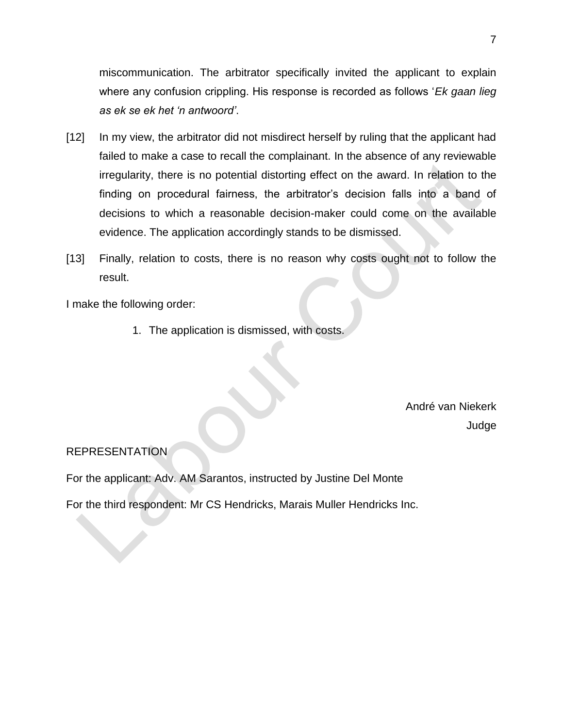miscommunication. The arbitrator specifically invited the applicant to explain where any confusion crippling. His response is recorded as follows '*Ek gaan lieg as ek se ek het 'n antwoord'*.

[12] In my view, the arbitrator did not misdirect herself by ruling that the applicant had failed to make a case to recall the complainant. In the absence of any reviewable irregularity, there is no potential distorting effect on the award. In relation to the finding on procedural fairness, the arbitrator's decision falls into a band of decisions to which a reasonable decision-maker could come on the available evidence. The application accordingly stands to be dismissed.

[13] Finally, relation to costs, there is no reason why costs ought not to follow the result.

I make the following order:

1. The application is dismissed, with costs.

André van Niekerk

Judge

REPRESENTATION

For the applicant: Adv. AM Sarantos, instructed by Justine Del Monte

For the third respondent: Mr CS Hendricks, Marais Muller Hendricks Inc.